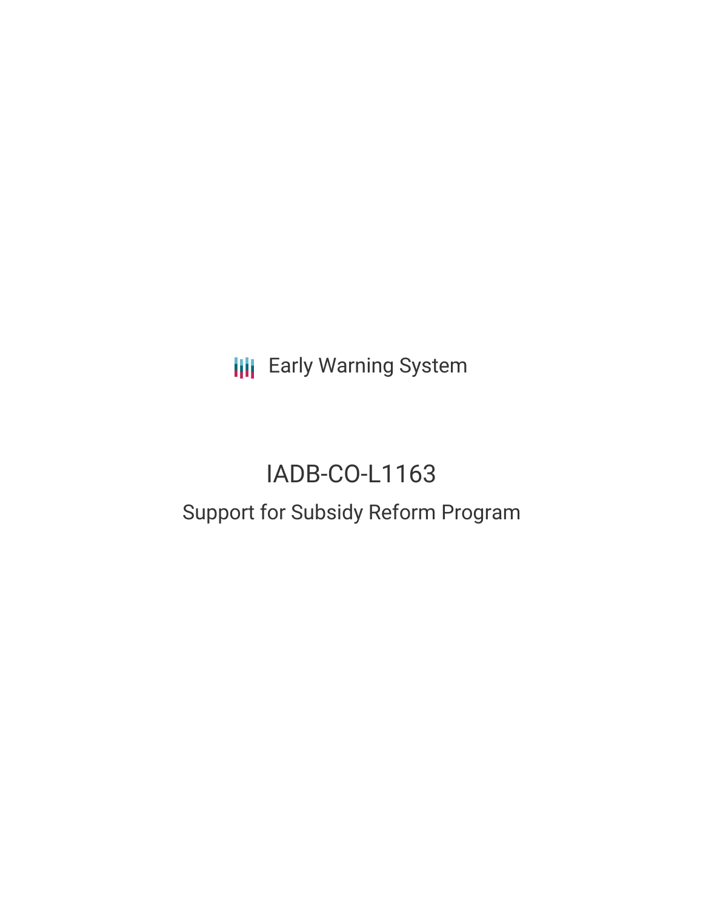Early Warning System

# IADB-CO-L1163

## Support for Subsidy Reform Program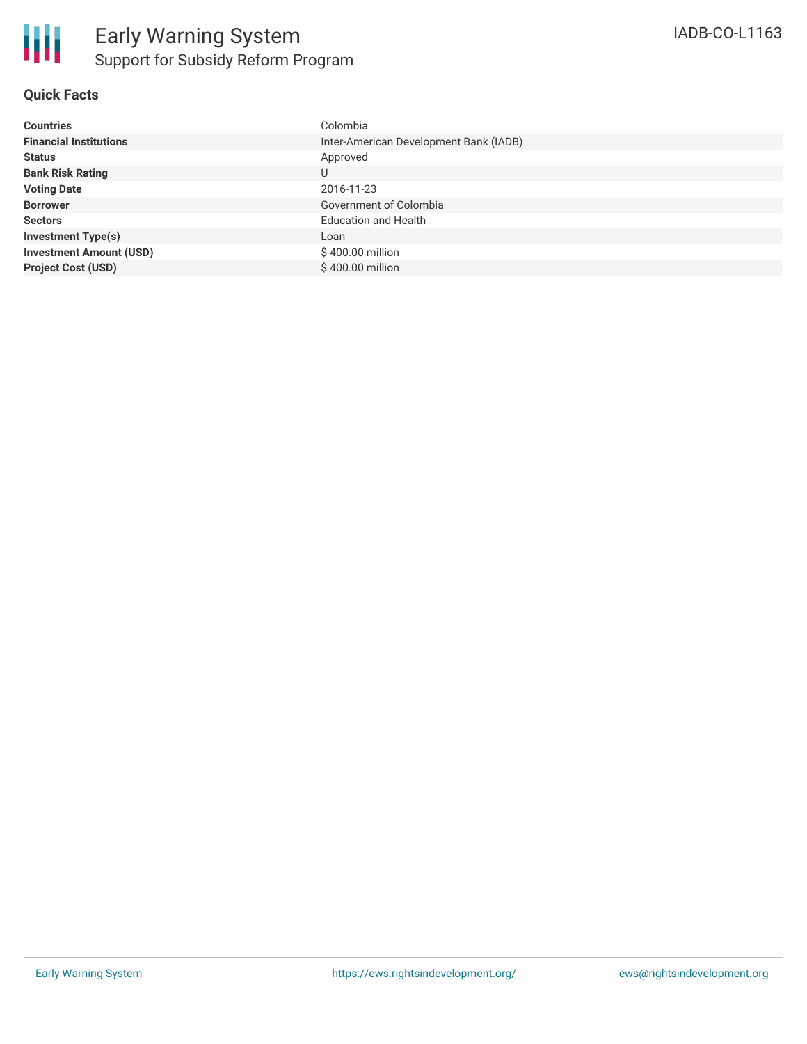# Early Warning System

## Support for Subsidy Reform Program

IADB-CO-L1163

### Quick Facts

| | |
|---|---|
| **Countries** | Colombia |
| **Financial Institutions** | Inter-American Development Bank (IADB) |
| **Status** | Approved |
| **Bank Risk Rating** | U |
| **Voting Date** | 2016-11-23 |
| **Borrower** | Government of Colombia |
| **Sectors** | Education and Health |
| **Investment Type(s)** | Loan |
| **Investment Amount (USD)** | $ 400.00 million |
| **Project Cost (USD)** | $ 400.00 million |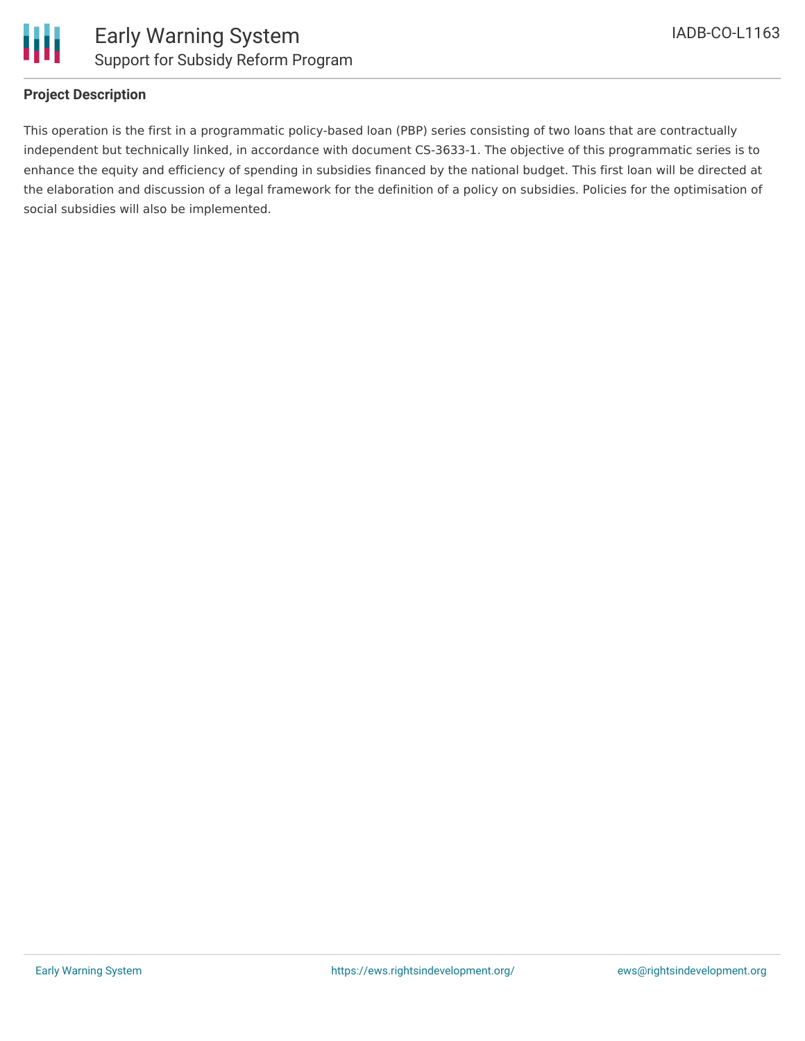## Project Description

This operation is the first in a programmatic policy-based loan (PBP) series consisting of two loans that are contractually independent but technically linked, in accordance with document CS-3633-1. The objective of this programmatic series is to enhance the equity and efficiency of spending in subsidies financed by the national budget. This first loan will be directed at the elaboration and discussion of a legal framework for the definition of a policy on subsidies. Policies for the optimisation of social subsidies will also be implemented.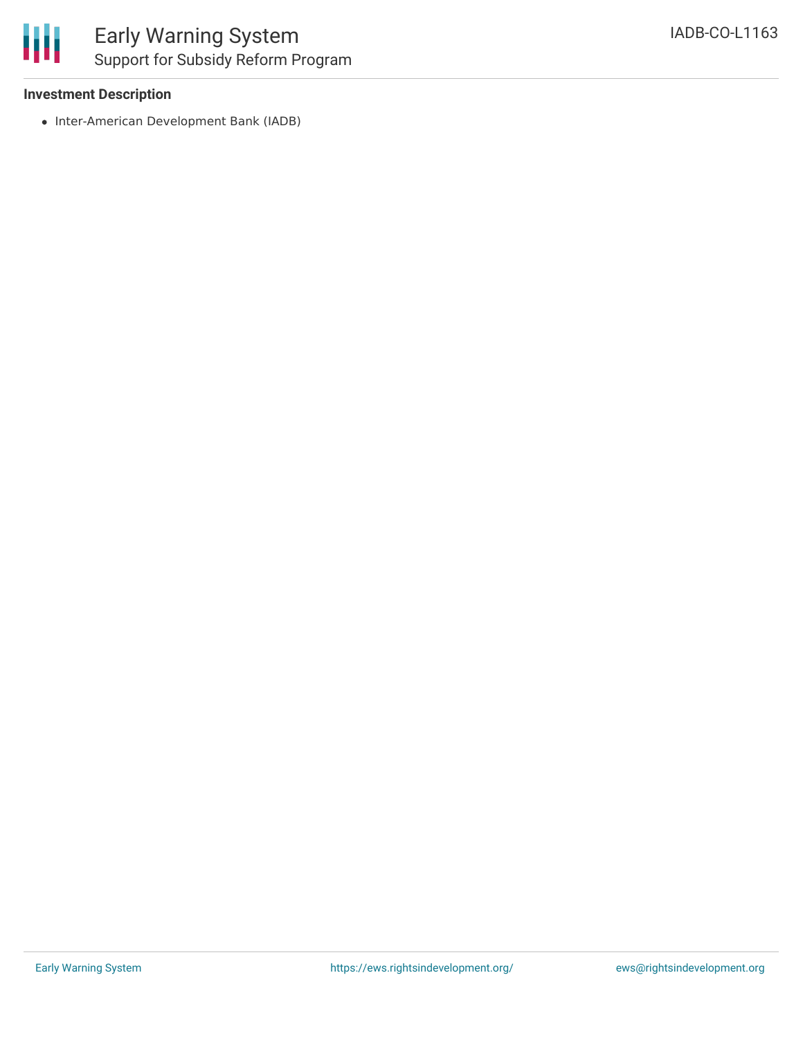### Investment Description

- Inter-American Development Bank (IADB)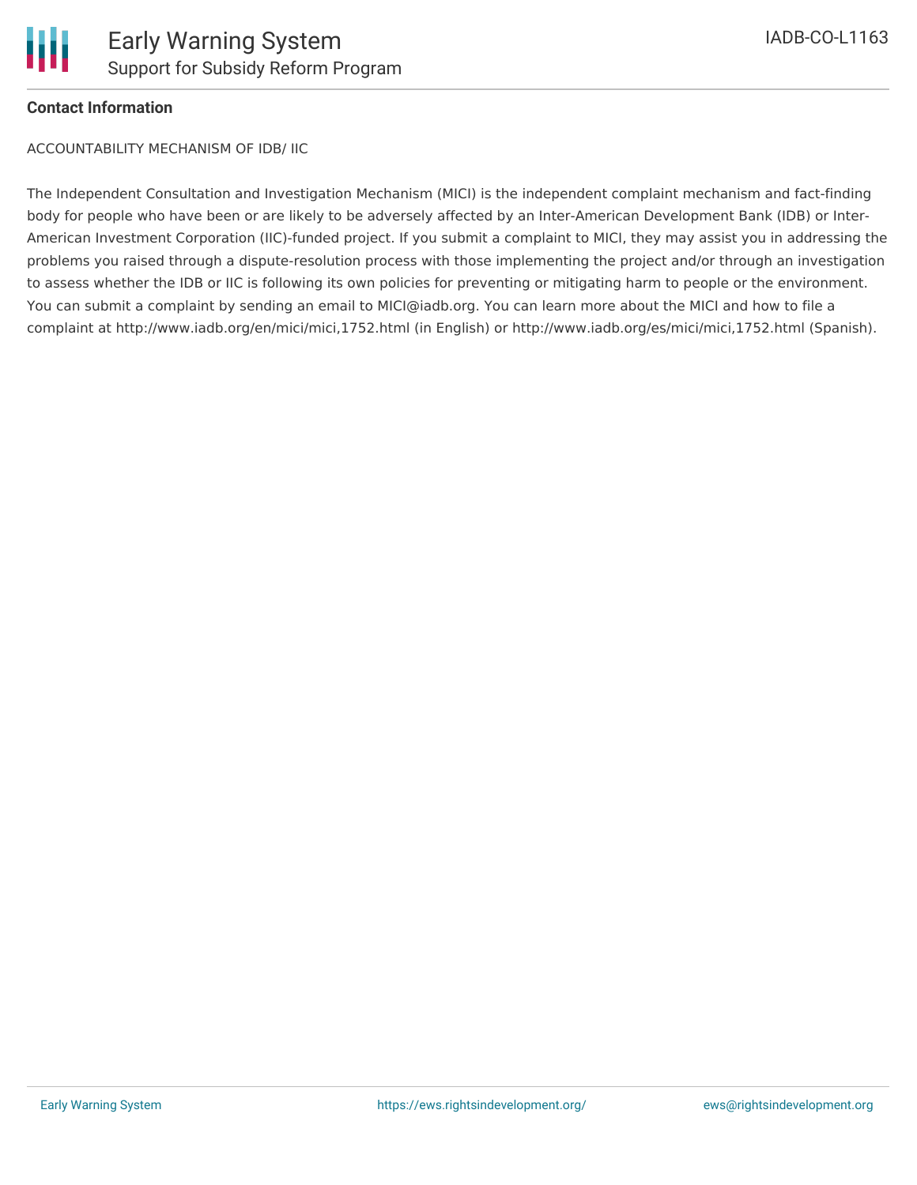**Contact Information**

ACCOUNTABILITY MECHANISM OF IDB/ IIC

The Independent Consultation and Investigation Mechanism (MICI) is the independent complaint mechanism and fact-finding body for people who have been or are likely to be adversely affected by an Inter-American Development Bank (IDB) or Inter-American Investment Corporation (IIC)-funded project. If you submit a complaint to MICI, they may assist you in addressing the problems you raised through a dispute-resolution process with those implementing the project and/or through an investigation to assess whether the IDB or IIC is following its own policies for preventing or mitigating harm to people or the environment. You can submit a complaint by sending an email to MICI@iadb.org. You can learn more about the MICI and how to file a complaint at http://www.iadb.org/en/mici/mici,1752.html (in English) or http://www.iadb.org/es/mici/mici,1752.html (Spanish).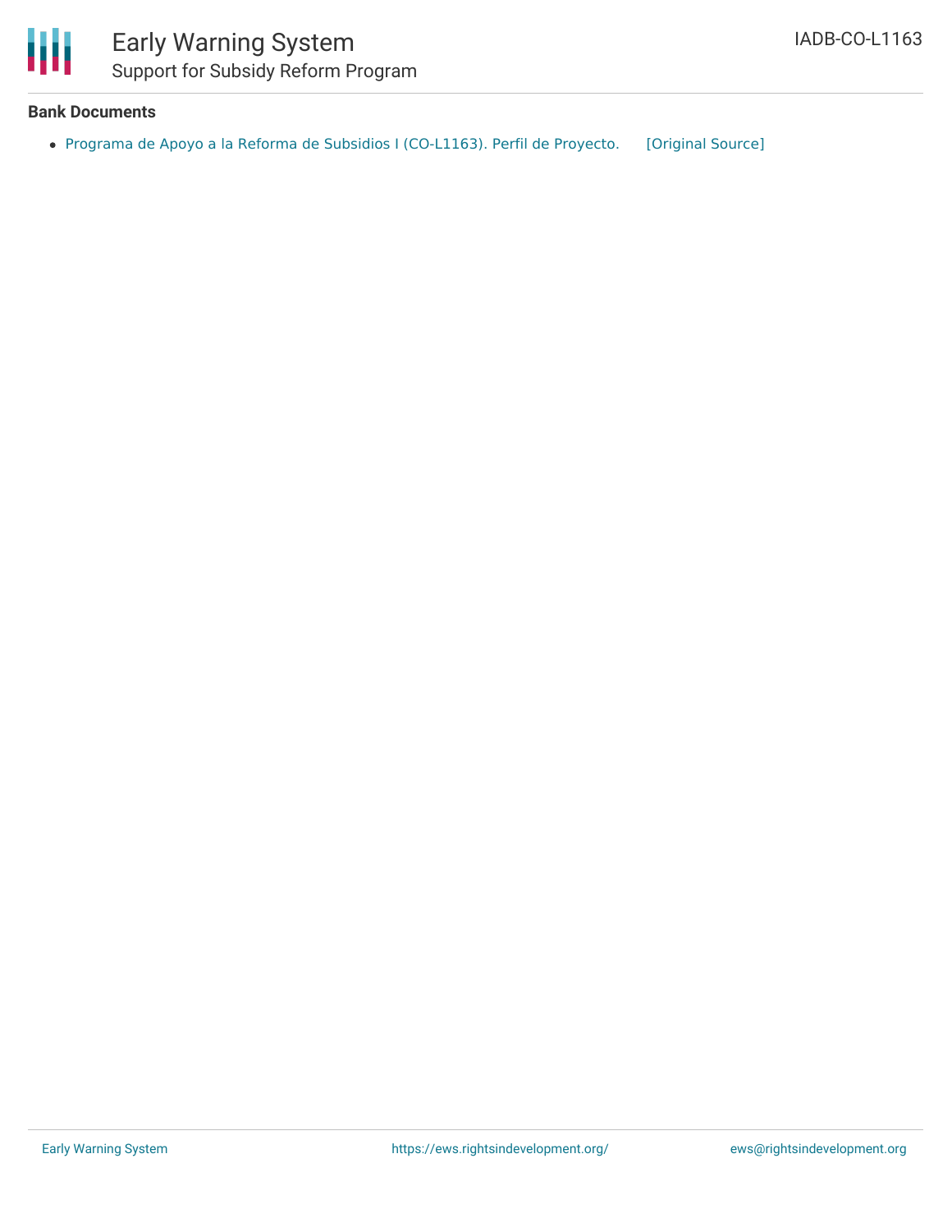**Bank Documents**

- Programa de Apoyo a la Reforma de Subsidios I (CO-L1163). Perfil de Proyecto. [Original Source]